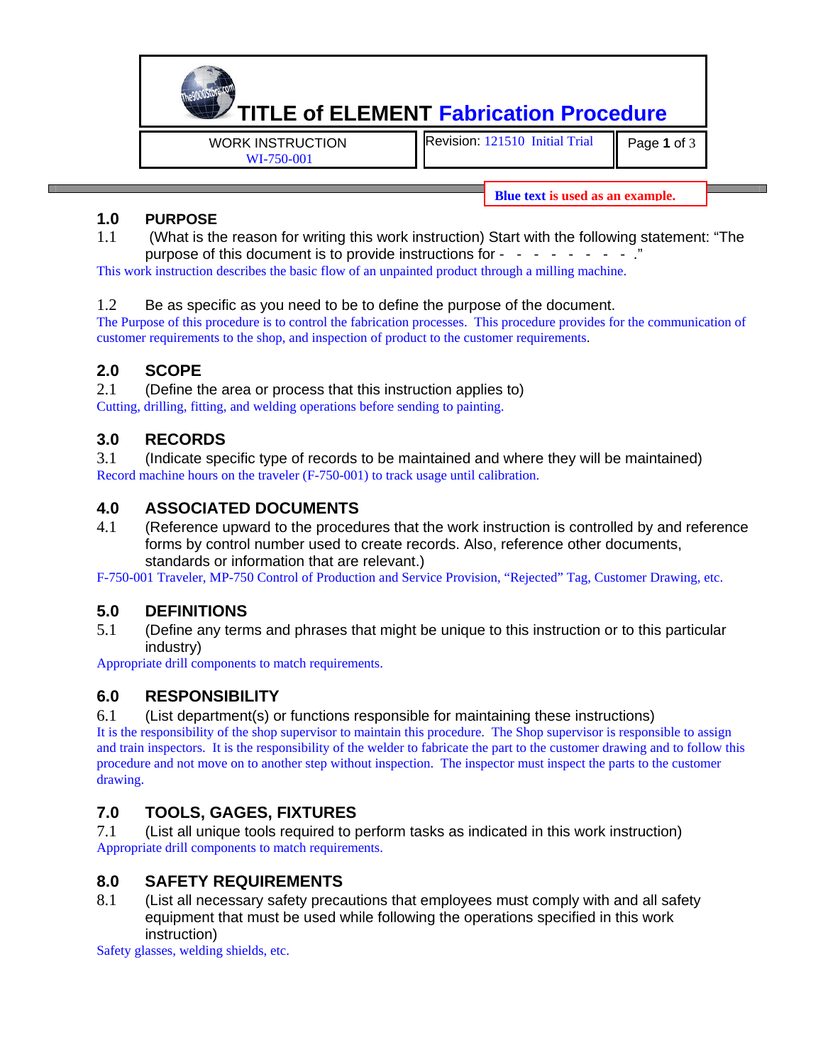# TITLE of ELEMENT Fabrication Procedure

| WORK INSTRUCTION WI-750-001 | Revision: 121510 Initial Trial |
|---|---|

**Blue text is used as an example.**

## 1.0 PURPOSE

1.1 (What is the reason for writing this work instruction) Start with the following statement: "The purpose of this document is to provide instructions for - - - - - - - - - ."

This work instruction describes the basic flow of an unpainted product through a milling machine.

1.2 Be as specific as you need to be to define the purpose of the document.

The Purpose of this procedure is to control the fabrication processes. This procedure provides for the communication of customer requirements to the shop, and inspection of product to the customer requirements.

## 2.0 SCOPE

2.1 (Define the area or process that this instruction applies to)

Cutting, drilling, fitting, and welding operations before sending to painting.

## 3.0 RECORDS

3.1 (Indicate specific type of records to be maintained and where they will be maintained)

Record machine hours on the traveler (F-750-001) to track usage until calibration.

## 4.0 ASSOCIATED DOCUMENTS

4.1 (Reference upward to the procedures that the work instruction is controlled by and reference forms by control number used to create records. Also, reference other documents, standards or information that are relevant.)

F-750-001 Traveler, MP-750 Control of Production and Service Provision, "Rejected" Tag, Customer Drawing, etc.

## 5.0 DEFINITIONS

5.1 (Define any terms and phrases that might be unique to this instruction or to this particular industry)

Appropriate drill components to match requirements.

## 6.0 RESPONSIBILITY

6.1 (List department(s) or functions responsible for maintaining these instructions)

It is the responsibility of the shop supervisor to maintain this procedure. The Shop supervisor is responsible to assign and train inspectors. It is the responsibility of the welder to fabricate the part to the customer drawing and to follow this procedure and not move on to another step without inspection. The inspector must inspect the parts to the customer drawing.

## 7.0 TOOLS, GAGES, FIXTURES

7.1 (List all unique tools required to perform tasks as indicated in this work instruction)

Appropriate drill components to match requirements.

## 8.0 SAFETY REQUIREMENTS

8.1 (List all necessary safety precautions that employees must comply with and all safety equipment that must be used while following the operations specified in this work instruction)

Safety glasses, welding shields, etc.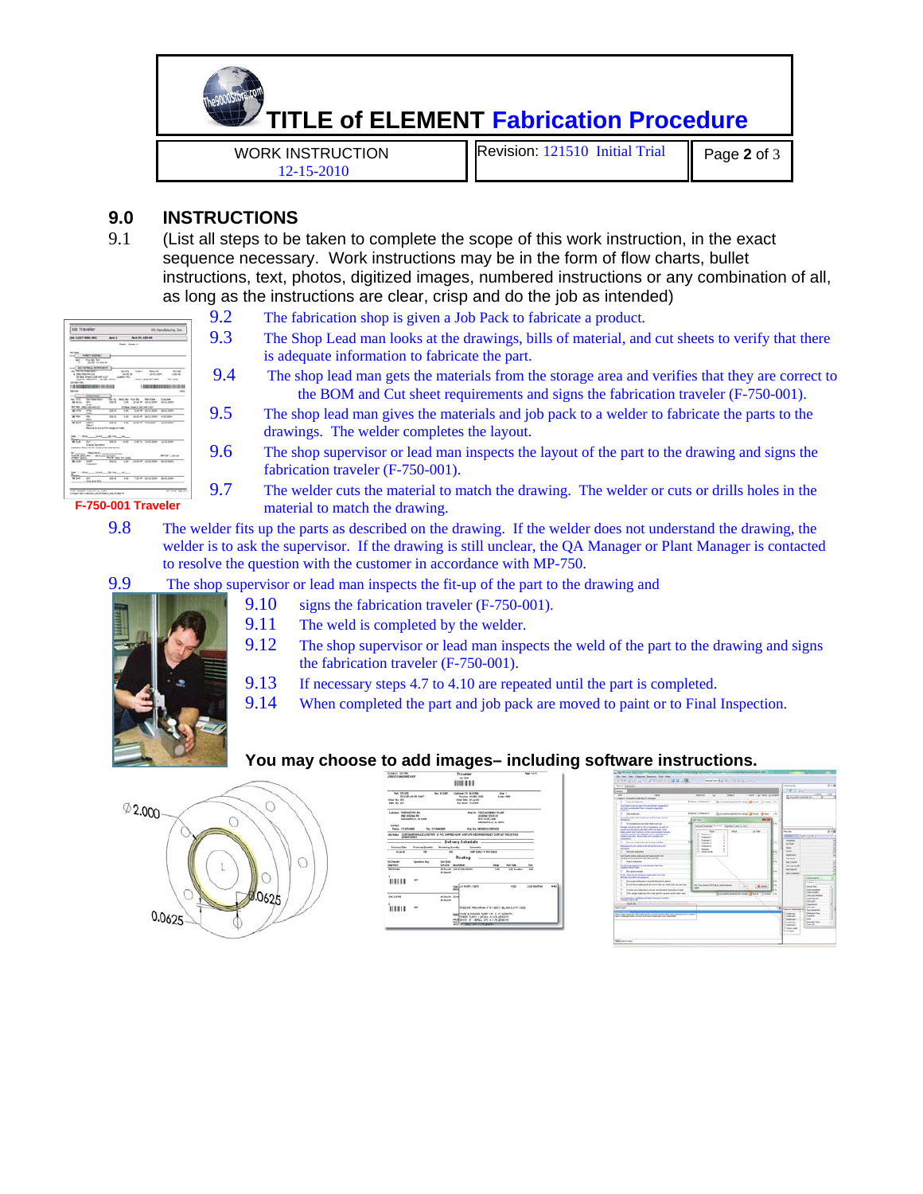## 9.0 INSTRUCTIONS

9.1 (List all steps to be taken to complete the scope of this work instruction, in the exact sequence necessary. Work instructions may be in the form of flow charts, bullet instructions, text, photos, digitized images, numbered instructions or any combination of all, as long as the instructions are clear, crisp and do the job as intended)

9.2 The fabrication shop is given a Job Pack to fabricate a product.

9.3 The Shop Lead man looks at the drawings, bills of material, and cut sheets to verify that there is adequate information to fabricate the part.

9.4 The shop lead man gets the materials from the storage area and verifies that they are correct to the BOM and Cut sheet requirements and signs the fabrication traveler (F-750-001).

9.5 The shop lead man gives the materials and job pack to a welder to fabricate the parts to the drawings. The welder completes the layout.

9.6 The shop supervisor or lead man inspects the layout of the part to the drawing and signs the fabrication traveler (F-750-001).

9.7 The welder cuts the material to match the drawing. The welder or cuts or drills holes in the material to match the drawing.

F-750-001 Traveler

9.8 The welder fits up the parts as described on the drawing. If the welder does not understand the drawing, the welder is to ask the supervisor. If the drawing is still unclear, the QA Manager or Plant Manager is contacted to resolve the question with the customer in accordance with MP-750.

9.9 The shop supervisor or lead man inspects the fit-up of the part to the drawing and

9.10 signs the fabrication traveler (F-750-001).

9.11 The weld is completed by the welder.

9.12 The shop supervisor or lead man inspects the weld of the part to the drawing and signs the fabrication traveler (F-750-001).

9.13 If necessary steps 4.7 to 4.10 are repeated until the part is completed.

9.14 When completed the part and job pack are moved to paint or to Final Inspection.

**You may choose to add images– including software instructions.**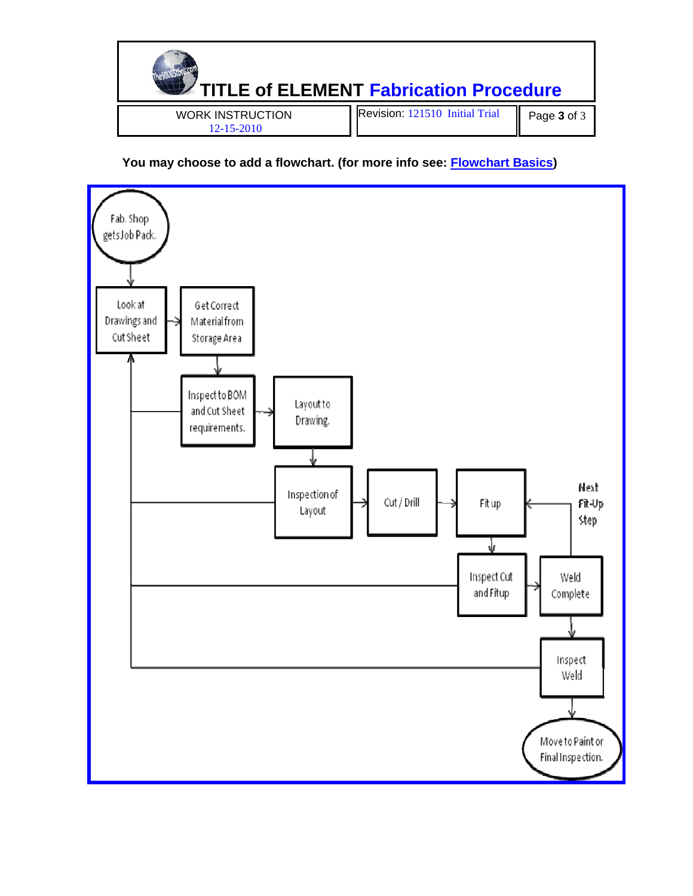You may choose to add a flowchart. (for more info see: [Flowchart Basics](#))

Fab. Shop gets Job Pack.

Look at Drawings and Cut Sheet

Get Correct Material from Storage Area

Inspect to BOM and Cut Sheet requirements.

Layout to Drawing.

Inspection of Layout

Cut / Drill

Fit up

Next Fit-Up Step

Inspect Cut and Fitup

Weld Complete

Inspect Weld

Move to Paint or Final Inspection.